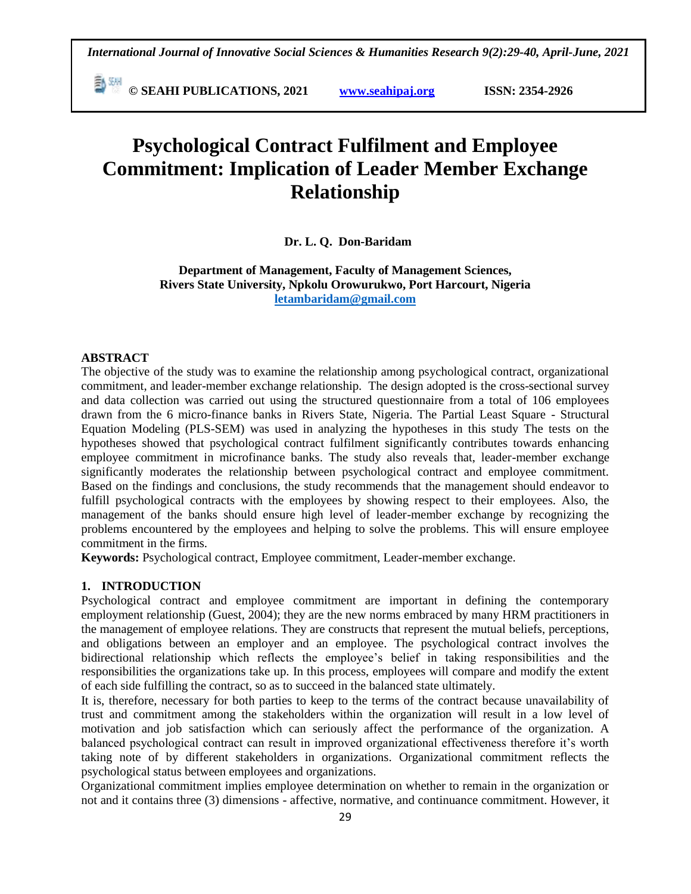# Psychological Contract Fulfilment and Employee Commitment: Implication of Leader Member Exchange Relationship

**Dr. L. Q. Don-Baridam**

**Department of Management, Faculty of Management Sciences,**
**Rivers State University, Npkolu Orowurukwo, Port Harcourt, Nigeria**
**letambaridam@gmail.com**

## ABSTRACT

The objective of the study was to examine the relationship among psychological contract, organizational commitment, and leader-member exchange relationship. The design adopted is the cross-sectional survey and data collection was carried out using the structured questionnaire from a total of 106 employees drawn from the 6 micro-finance banks in Rivers State, Nigeria. The Partial Least Square - Structural Equation Modeling (PLS-SEM) was used in analyzing the hypotheses in this study The tests on the hypotheses showed that psychological contract fulfilment significantly contributes towards enhancing employee commitment in microfinance banks. The study also reveals that, leader-member exchange significantly moderates the relationship between psychological contract and employee commitment. Based on the findings and conclusions, the study recommends that the management should endeavor to fulfill psychological contracts with the employees by showing respect to their employees. Also, the management of the banks should ensure high level of leader-member exchange by recognizing the problems encountered by the employees and helping to solve the problems. This will ensure employee commitment in the firms.

**Keywords:** Psychological contract, Employee commitment, Leader-member exchange.

## 1. INTRODUCTION

Psychological contract and employee commitment are important in defining the contemporary employment relationship (Guest, 2004); they are the new norms embraced by many HRM practitioners in the management of employee relations. They are constructs that represent the mutual beliefs, perceptions, and obligations between an employer and an employee. The psychological contract involves the bidirectional relationship which reflects the employee's belief in taking responsibilities and the responsibilities the organizations take up. In this process, employees will compare and modify the extent of each side fulfilling the contract, so as to succeed in the balanced state ultimately.

It is, therefore, necessary for both parties to keep to the terms of the contract because unavailability of trust and commitment among the stakeholders within the organization will result in a low level of motivation and job satisfaction which can seriously affect the performance of the organization. A balanced psychological contract can result in improved organizational effectiveness therefore it's worth taking note of by different stakeholders in organizations. Organizational commitment reflects the psychological status between employees and organizations.

Organizational commitment implies employee determination on whether to remain in the organization or not and it contains three (3) dimensions - affective, normative, and continuance commitment. However, it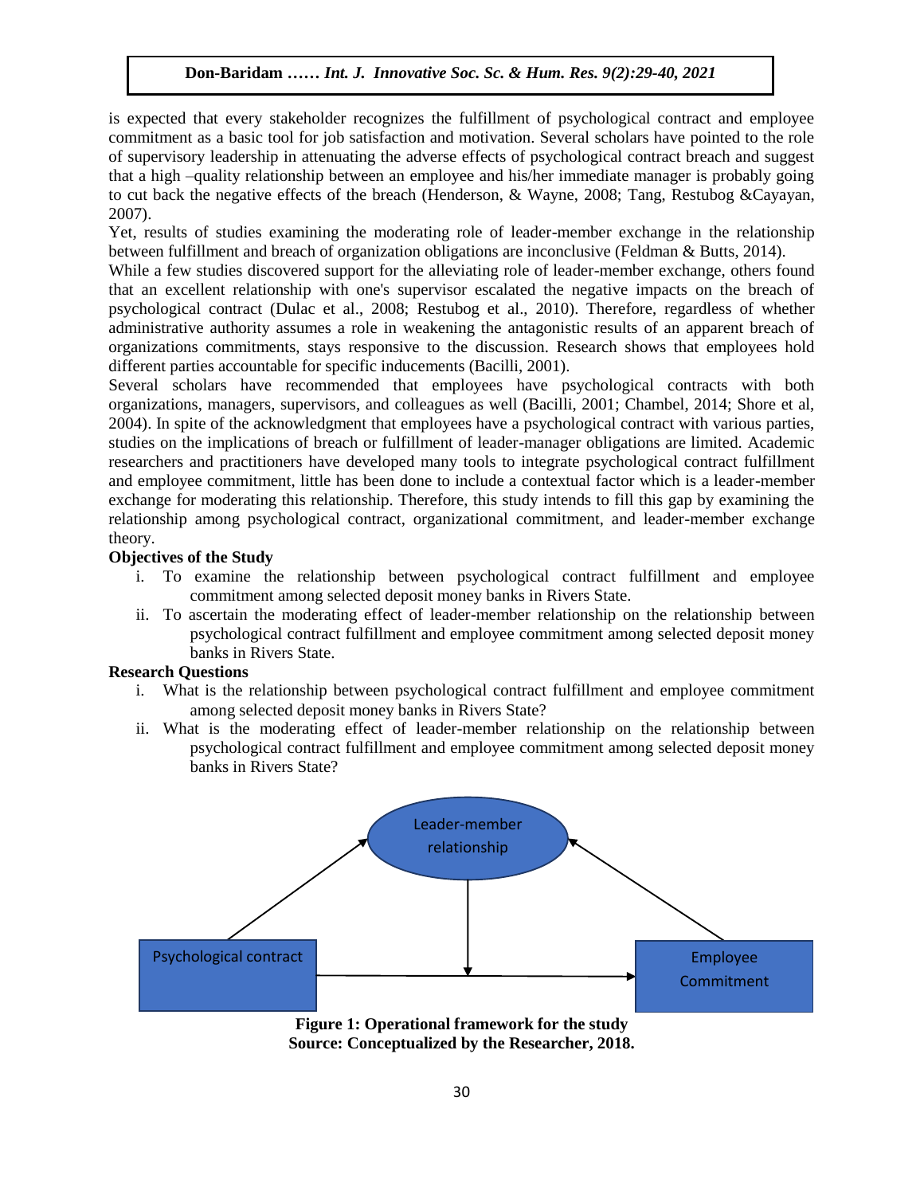is expected that every stakeholder recognizes the fulfillment of psychological contract and employee commitment as a basic tool for job satisfaction and motivation. Several scholars have pointed to the role of supervisory leadership in attenuating the adverse effects of psychological contract breach and suggest that a high –quality relationship between an employee and his/her immediate manager is probably going to cut back the negative effects of the breach (Henderson, & Wayne, 2008; Tang, Restubog &Cayayan, 2007).

Yet, results of studies examining the moderating role of leader-member exchange in the relationship between fulfillment and breach of organization obligations are inconclusive (Feldman & Butts, 2014).

While a few studies discovered support for the alleviating role of leader-member exchange, others found that an excellent relationship with one's supervisor escalated the negative impacts on the breach of psychological contract (Dulac et al., 2008; Restubog et al., 2010). Therefore, regardless of whether administrative authority assumes a role in weakening the antagonistic results of an apparent breach of organizations commitments, stays responsive to the discussion. Research shows that employees hold different parties accountable for specific inducements (Bacilli, 2001).

Several scholars have recommended that employees have psychological contracts with both organizations, managers, supervisors, and colleagues as well (Bacilli, 2001; Chambel, 2014; Shore et al, 2004). In spite of the acknowledgment that employees have a psychological contract with various parties, studies on the implications of breach or fulfillment of leader-manager obligations are limited. Academic researchers and practitioners have developed many tools to integrate psychological contract fulfillment and employee commitment, little has been done to include a contextual factor which is a leader-member exchange for moderating this relationship. Therefore, this study intends to fill this gap by examining the relationship among psychological contract, organizational commitment, and leader-member exchange theory.

**Objectives of the Study**

i. To examine the relationship between psychological contract fulfillment and employee commitment among selected deposit money banks in Rivers State.
ii. To ascertain the moderating effect of leader-member relationship on the relationship between psychological contract fulfillment and employee commitment among selected deposit money banks in Rivers State.

**Research Questions**

i. What is the relationship between psychological contract fulfillment and employee commitment among selected deposit money banks in Rivers State?
ii. What is the moderating effect of leader-member relationship on the relationship between psychological contract fulfillment and employee commitment among selected deposit money banks in Rivers State?

Leader-member relationship

Psychological contract

Employee Commitment

**Figure 1: Operational framework for the study**
**Source: Conceptualized by the Researcher, 2018.**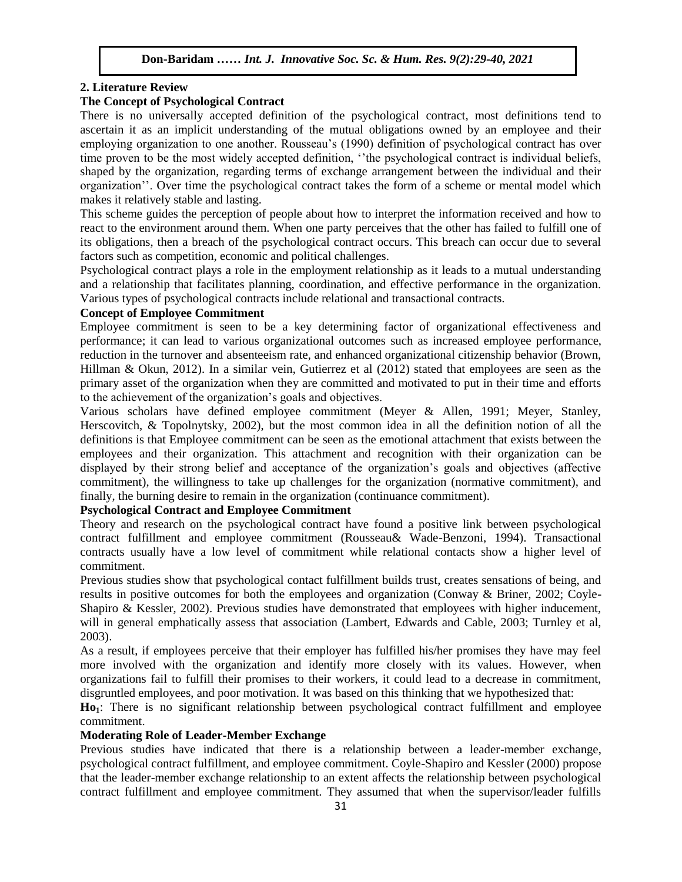## 2. Literature Review

### The Concept of Psychological Contract

There is no universally accepted definition of the psychological contract, most definitions tend to ascertain it as an implicit understanding of the mutual obligations owned by an employee and their employing organization to one another. Rousseau's (1990) definition of psychological contract has over time proven to be the most widely accepted definition, ''the psychological contract is individual beliefs, shaped by the organization, regarding terms of exchange arrangement between the individual and their organization''. Over time the psychological contract takes the form of a scheme or mental model which makes it relatively stable and lasting.

This scheme guides the perception of people about how to interpret the information received and how to react to the environment around them. When one party perceives that the other has failed to fulfill one of its obligations, then a breach of the psychological contract occurs. This breach can occur due to several factors such as competition, economic and political challenges.

Psychological contract plays a role in the employment relationship as it leads to a mutual understanding and a relationship that facilitates planning, coordination, and effective performance in the organization. Various types of psychological contracts include relational and transactional contracts.

### Concept of Employee Commitment

Employee commitment is seen to be a key determining factor of organizational effectiveness and performance; it can lead to various organizational outcomes such as increased employee performance, reduction in the turnover and absenteeism rate, and enhanced organizational citizenship behavior (Brown, Hillman & Okun, 2012). In a similar vein, Gutierrez et al (2012) stated that employees are seen as the primary asset of the organization when they are committed and motivated to put in their time and efforts to the achievement of the organization's goals and objectives.

Various scholars have defined employee commitment (Meyer & Allen, 1991; Meyer, Stanley, Herscovitch, & Topolnytsky, 2002), but the most common idea in all the definition notion of all the definitions is that Employee commitment can be seen as the emotional attachment that exists between the employees and their organization. This attachment and recognition with their organization can be displayed by their strong belief and acceptance of the organization's goals and objectives (affective commitment), the willingness to take up challenges for the organization (normative commitment), and finally, the burning desire to remain in the organization (continuance commitment).

### Psychological Contract and Employee Commitment

Theory and research on the psychological contract have found a positive link between psychological contract fulfillment and employee commitment (Rousseau& Wade-Benzoni, 1994). Transactional contracts usually have a low level of commitment while relational contacts show a higher level of commitment.

Previous studies show that psychological contact fulfillment builds trust, creates sensations of being, and results in positive outcomes for both the employees and organization (Conway & Briner, 2002; Coyle-Shapiro & Kessler, 2002). Previous studies have demonstrated that employees with higher inducement, will in general emphatically assess that association (Lambert, Edwards and Cable, 2003; Turnley et al, 2003).

As a result, if employees perceive that their employer has fulfilled his/her promises they have may feel more involved with the organization and identify more closely with its values. However, when organizations fail to fulfill their promises to their workers, it could lead to a decrease in commitment, disgruntled employees, and poor motivation. It was based on this thinking that we hypothesized that:

**$Ho_1$**: There is no significant relationship between psychological contract fulfillment and employee commitment.

### Moderating Role of Leader-Member Exchange

Previous studies have indicated that there is a relationship between a leader-member exchange, psychological contract fulfillment, and employee commitment. Coyle-Shapiro and Kessler (2000) propose that the leader-member exchange relationship to an extent affects the relationship between psychological contract fulfillment and employee commitment. They assumed that when the supervisor/leader fulfills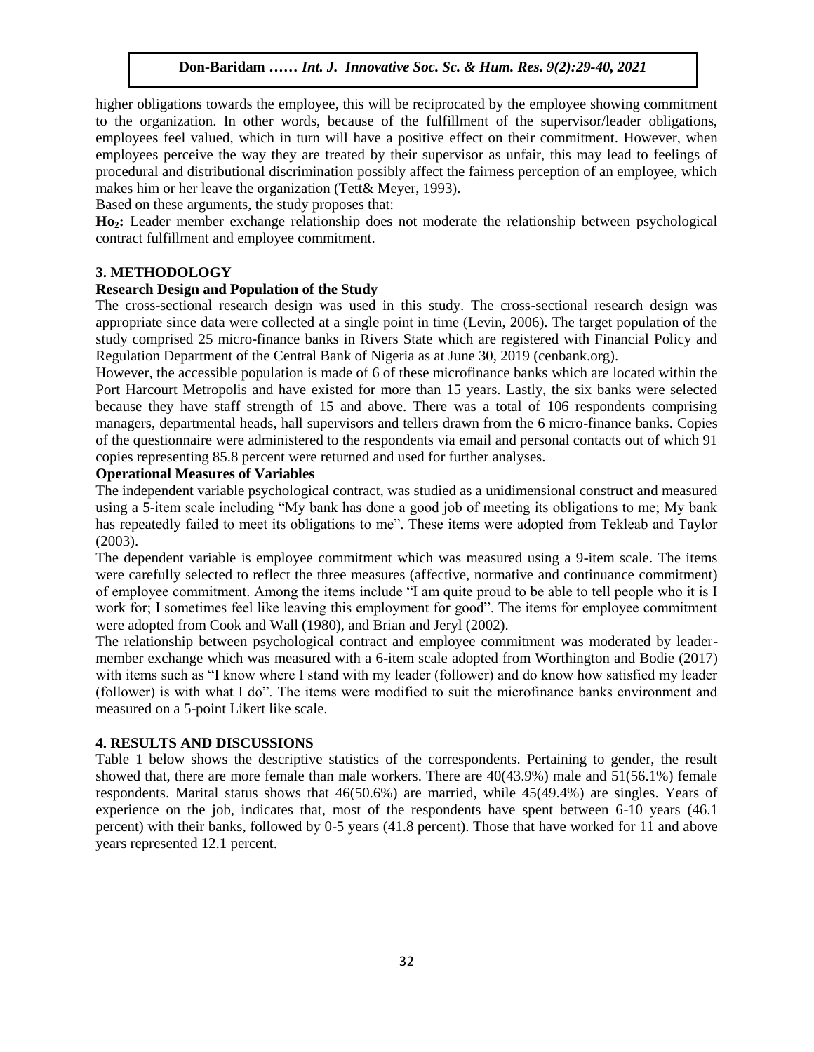higher obligations towards the employee, this will be reciprocated by the employee showing commitment to the organization. In other words, because of the fulfillment of the supervisor/leader obligations, employees feel valued, which in turn will have a positive effect on their commitment. However, when employees perceive the way they are treated by their supervisor as unfair, this may lead to feelings of procedural and distributional discrimination possibly affect the fairness perception of an employee, which makes him or her leave the organization (Tett& Meyer, 1993).

Based on these arguments, the study proposes that:

**$Ho_2$:** Leader member exchange relationship does not moderate the relationship between psychological contract fulfillment and employee commitment.

## 3. METHODOLOGY

### Research Design and Population of the Study

The cross-sectional research design was used in this study. The cross-sectional research design was appropriate since data were collected at a single point in time (Levin, 2006). The target population of the study comprised 25 micro-finance banks in Rivers State which are registered with Financial Policy and Regulation Department of the Central Bank of Nigeria as at June 30, 2019 (cenbank.org).

However, the accessible population is made of 6 of these microfinance banks which are located within the Port Harcourt Metropolis and have existed for more than 15 years. Lastly, the six banks were selected because they have staff strength of 15 and above. There was a total of 106 respondents comprising managers, departmental heads, hall supervisors and tellers drawn from the 6 micro-finance banks. Copies of the questionnaire were administered to the respondents via email and personal contacts out of which 91 copies representing 85.8 percent were returned and used for further analyses.

### Operational Measures of Variables

The independent variable psychological contract, was studied as a unidimensional construct and measured using a 5-item scale including "My bank has done a good job of meeting its obligations to me; My bank has repeatedly failed to meet its obligations to me". These items were adopted from Tekleab and Taylor (2003).

The dependent variable is employee commitment which was measured using a 9-item scale. The items were carefully selected to reflect the three measures (affective, normative and continuance commitment) of employee commitment. Among the items include "I am quite proud to be able to tell people who it is I work for; I sometimes feel like leaving this employment for good". The items for employee commitment were adopted from Cook and Wall (1980), and Brian and Jeryl (2002).

The relationship between psychological contract and employee commitment was moderated by leader-member exchange which was measured with a 6-item scale adopted from Worthington and Bodie (2017) with items such as "I know where I stand with my leader (follower) and do know how satisfied my leader (follower) is with what I do". The items were modified to suit the microfinance banks environment and measured on a 5-point Likert like scale.

## 4. RESULTS AND DISCUSSIONS

Table 1 below shows the descriptive statistics of the correspondents. Pertaining to gender, the result showed that, there are more female than male workers. There are 40(43.9%) male and 51(56.1%) female respondents. Marital status shows that 46(50.6%) are married, while 45(49.4%) are singles. Years of experience on the job, indicates that, most of the respondents have spent between 6-10 years (46.1 percent) with their banks, followed by 0-5 years (41.8 percent). Those that have worked for 11 and above years represented 12.1 percent.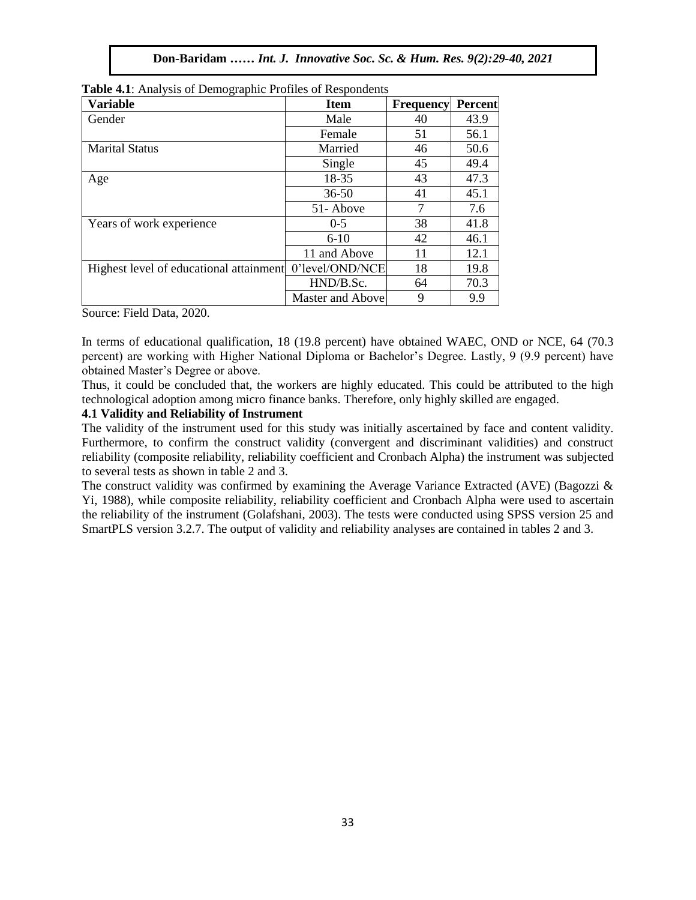**Table 4.1**: Analysis of Demographic Profiles of Respondents

| Variable | Item | Frequency | Percent |
| --- | --- | --- | --- |
| Gender | Male | 40 | 43.9 |
| | Female | 51 | 56.1 |
| Marital Status | Married | 46 | 50.6 |
| | Single | 45 | 49.4 |
| Age | 18-35 | 43 | 47.3 |
| | 36-50 | 41 | 45.1 |
| | 51- Above | 7 | 7.6 |
| Years of work experience | 0-5 | 38 | 41.8 |
| | 6-10 | 42 | 46.1 |
| | 11 and Above | 11 | 12.1 |
| Highest level of educational attainment | 0'level/OND/NCE | 18 | 19.8 |
| | HND/B.Sc. | 64 | 70.3 |
| | Master and Above | 9 | 9.9 |

Source: Field Data, 2020.

In terms of educational qualification, 18 (19.8 percent) have obtained WAEC, OND or NCE, 64 (70.3 percent) are working with Higher National Diploma or Bachelor's Degree. Lastly, 9 (9.9 percent) have obtained Master's Degree or above.

Thus, it could be concluded that, the workers are highly educated. This could be attributed to the high technological adoption among micro finance banks. Therefore, only highly skilled are engaged.

### 4.1 Validity and Reliability of Instrument

The validity of the instrument used for this study was initially ascertained by face and content validity. Furthermore, to confirm the construct validity (convergent and discriminant validities) and construct reliability (composite reliability, reliability coefficient and Cronbach Alpha) the instrument was subjected to several tests as shown in table 2 and 3.

The construct validity was confirmed by examining the Average Variance Extracted (AVE) (Bagozzi & Yi, 1988), while composite reliability, reliability coefficient and Cronbach Alpha were used to ascertain the reliability of the instrument (Golafshani, 2003). The tests were conducted using SPSS version 25 and SmartPLS version 3.2.7. The output of validity and reliability analyses are contained in tables 2 and 3.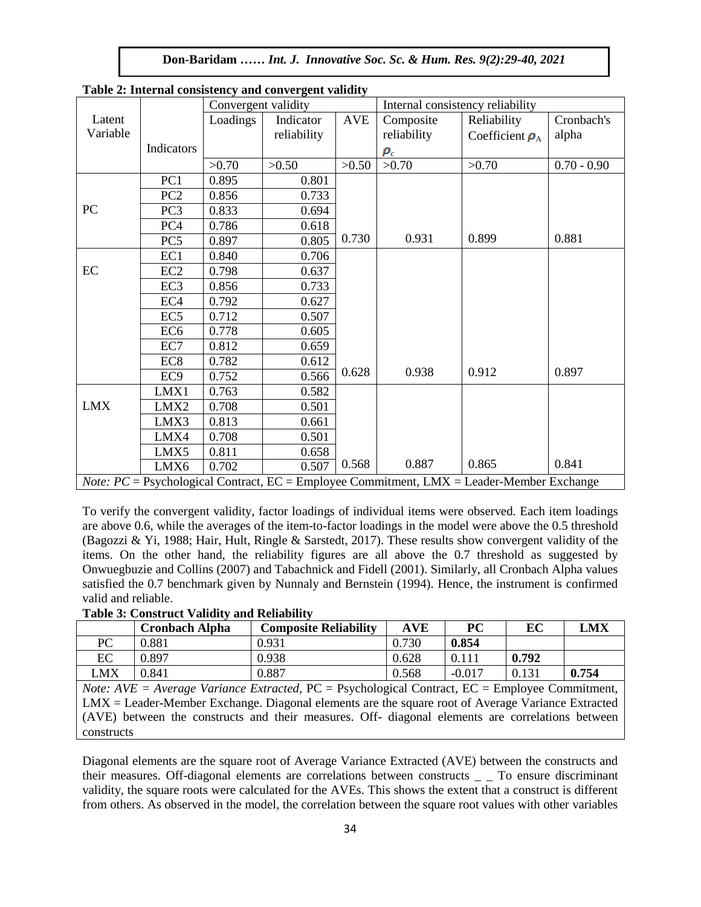**Table 2: Internal consistency and convergent validity**

| Latent Variable | Indicators | Convergent validity | | | Internal consistency reliability | | |
|---|---|---|---|---|---|---|---|
| | | Loadings | Indicator reliability | AVE | Composite reliability $\rho_c$ | Reliability Coefficient $\rho_A$ | Cronbach's alpha |
| | | >0.70 | >0.50 | >0.50 | >0.70 | >0.70 | 0.70 - 0.90 |
| PC | PC1 | 0.895 | 0.801 | | | | |
| | PC2 | 0.856 | 0.733 | | | | |
| | PC3 | 0.833 | 0.694 | | | | |
| | PC4 | 0.786 | 0.618 | | | | |
| | PC5 | 0.897 | 0.805 | 0.730 | 0.931 | 0.899 | 0.881 |
| EC | EC1 | 0.840 | 0.706 | | | | |
| | EC2 | 0.798 | 0.637 | | | | |
| | EC3 | 0.856 | 0.733 | | | | |
| | EC4 | 0.792 | 0.627 | | | | |
| | EC5 | 0.712 | 0.507 | | | | |
| | EC6 | 0.778 | 0.605 | | | | |
| | EC7 | 0.812 | 0.659 | | | | |
| | EC8 | 0.782 | 0.612 | | | | |
| | EC9 | 0.752 | 0.566 | 0.628 | 0.938 | 0.912 | 0.897 |
| LMX | LMX1 | 0.763 | 0.582 | | | | |
| | LMX2 | 0.708 | 0.501 | | | | |
| | LMX3 | 0.813 | 0.661 | | | | |
| | LMX4 | 0.708 | 0.501 | | | | |
| | LMX5 | 0.811 | 0.658 | | | | |
| | LMX6 | 0.702 | 0.507 | 0.568 | 0.887 | 0.865 | 0.841 |

*Note: PC* = Psychological Contract, EC = Employee Commitment, LMX = Leader-Member Exchange

To verify the convergent validity, factor loadings of individual items were observed. Each item loadings are above 0.6, while the averages of the item-to-factor loadings in the model were above the 0.5 threshold (Bagozzi & Yi, 1988; Hair, Hult, Ringle & Sarstedt, 2017). These results show convergent validity of the items. On the other hand, the reliability figures are all above the 0.7 threshold as suggested by Onwuegbuzie and Collins (2007) and Tabachnick and Fidell (2001). Similarly, all Cronbach Alpha values satisfied the 0.7 benchmark given by Nunnaly and Bernstein (1994). Hence, the instrument is confirmed valid and reliable.

**Table 3: Construct Validity and Reliability**

| | Cronbach Alpha | Composite Reliability | AVE | PC | EC | LMX |
|---|---|---|---|---|---|---|
| PC | 0.881 | 0.931 | 0.730 | **0.854** | | |
| EC | 0.897 | 0.938 | 0.628 | 0.111 | **0.792** | |
| LMX | 0.841 | 0.887 | 0.568 | -0.017 | 0.131 | **0.754** |

*Note: AVE = Average Variance Extracted,* PC = Psychological Contract, EC = Employee Commitment, LMX = Leader-Member Exchange. Diagonal elements are the square root of Average Variance Extracted (AVE) between the constructs and their measures. Off- diagonal elements are correlations between constructs

Diagonal elements are the square root of Average Variance Extracted (AVE) between the constructs and their measures. Off-diagonal elements are correlations between constructs _ _ To ensure discriminant validity, the square roots were calculated for the AVEs. This shows the extent that a construct is different from others. As observed in the model, the correlation between the square root values with other variables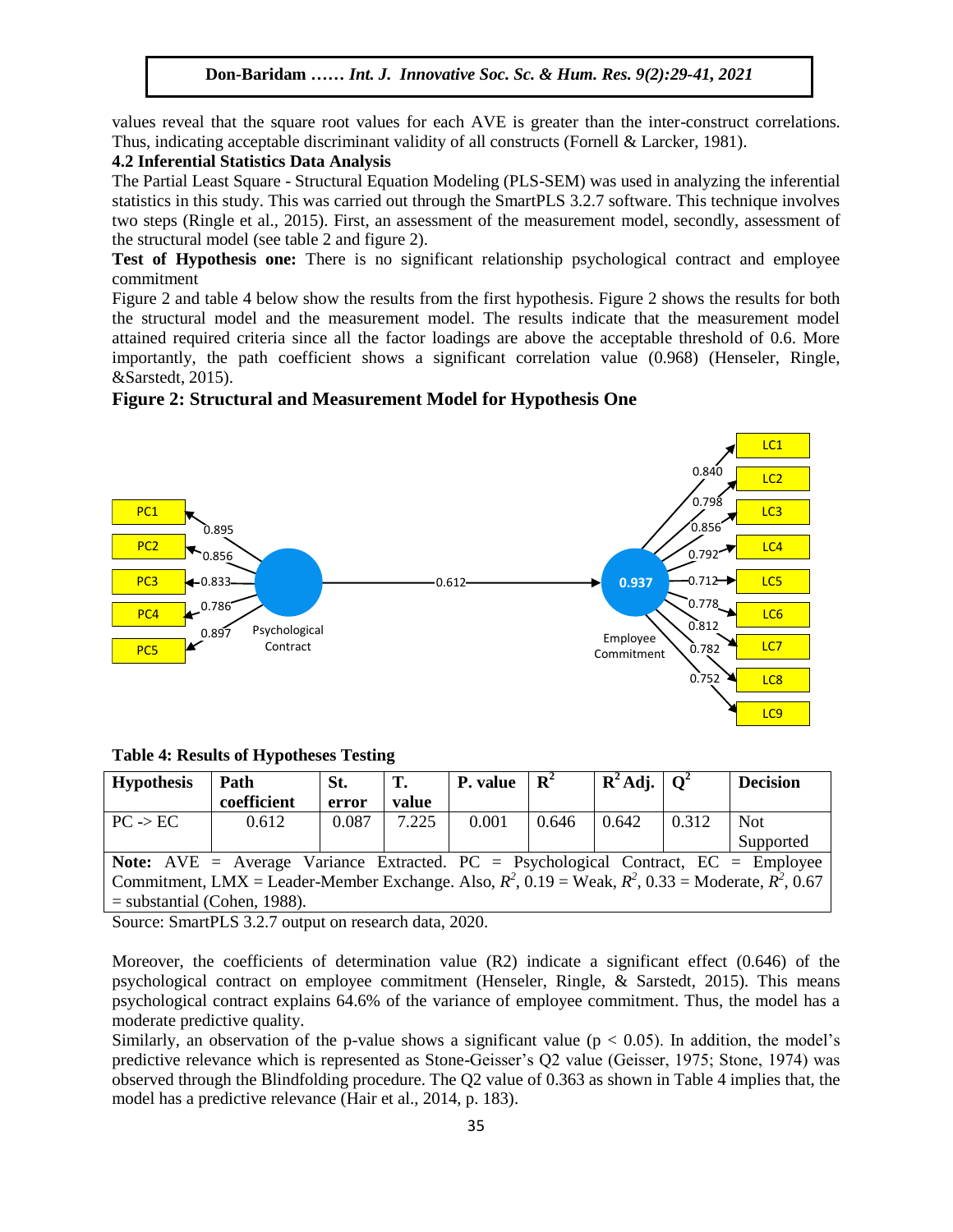values reveal that the square root values for each AVE is greater than the inter-construct correlations. Thus, indicating acceptable discriminant validity of all constructs (Fornell & Larcker, 1981).

### 4.2 Inferential Statistics Data Analysis

The Partial Least Square - Structural Equation Modeling (PLS-SEM) was used in analyzing the inferential statistics in this study. This was carried out through the SmartPLS 3.2.7 software. This technique involves two steps (Ringle et al., 2015). First, an assessment of the measurement model, secondly, assessment of the structural model (see table 2 and figure 2).

**Test of Hypothesis one:** There is no significant relationship psychological contract and employee commitment

Figure 2 and table 4 below show the results from the first hypothesis. Figure 2 shows the results for both the structural model and the measurement model. The results indicate that the measurement model attained required criteria since all the factor loadings are above the acceptable threshold of 0.6. More importantly, the path coefficient shows a significant correlation value (0.968) (Henseler, Ringle, &Sarstedt, 2015).

**Figure 2: Structural and Measurement Model for Hypothesis One**

**Table 4: Results of Hypotheses Testing**

| Hypothesis | Path coefficient | St. error | T. value | P. value | $R^2$ | $R^2$ Adj. | $Q^2$ | Decision |
|---|---|---|---|---|---|---|---|---|
| PC -> EC | 0.612 | 0.087 | 7.225 | 0.001 | 0.646 | 0.642 | 0.312 | Not Supported |
| **Note:** AVE = Average Variance Extracted. PC = Psychological Contract, EC = Employee Commitment, LMX = Leader-Member Exchange. Also, $R^2$, 0.19 = Weak, $R^2$, 0.33 = Moderate, $R^2$, 0.67 = substantial (Cohen, 1988). | | | | | | | | |

Source: SmartPLS 3.2.7 output on research data, 2020.

Moreover, the coefficients of determination value (R2) indicate a significant effect (0.646) of the psychological contract on employee commitment (Henseler, Ringle, & Sarstedt, 2015). This means psychological contract explains 64.6% of the variance of employee commitment. Thus, the model has a moderate predictive quality.

Similarly, an observation of the p-value shows a significant value ($p < 0.05$). In addition, the model's predictive relevance which is represented as Stone-Geisser's Q2 value (Geisser, 1975; Stone, 1974) was observed through the Blindfolding procedure. The Q2 value of 0.363 as shown in Table 4 implies that, the model has a predictive relevance (Hair et al., 2014, p. 183).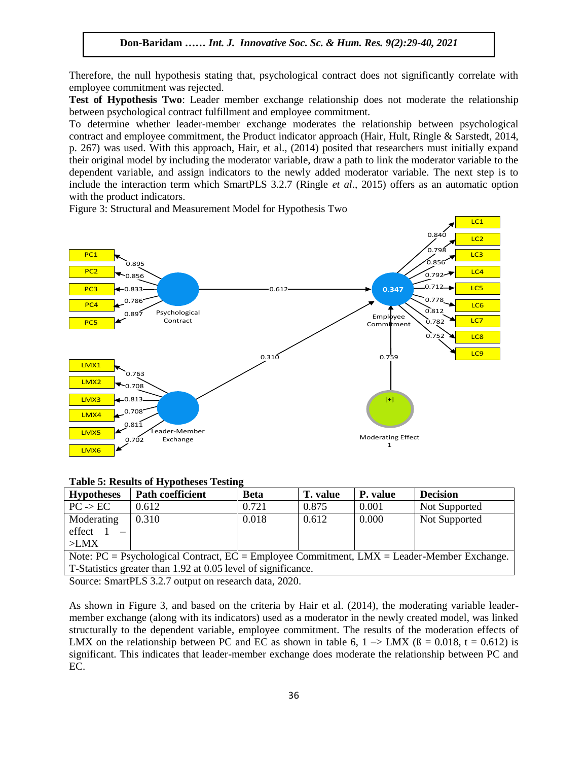Therefore, the null hypothesis stating that, psychological contract does not significantly correlate with employee commitment was rejected.

**Test of Hypothesis Two**: Leader member exchange relationship does not moderate the relationship between psychological contract fulfillment and employee commitment.

To determine whether leader-member exchange moderates the relationship between psychological contract and employee commitment, the Product indicator approach (Hair, Hult, Ringle & Sarstedt, 2014, p. 267) was used. With this approach, Hair, et al., (2014) posited that researchers must initially expand their original model by including the moderator variable, draw a path to link the moderator variable to the dependent variable, and assign indicators to the newly added moderator variable. The next step is to include the interaction term which SmartPLS 3.2.7 (Ringle *et al*., 2015) offers as an automatic option with the product indicators.

Figure 3: Structural and Measurement Model for Hypothesis Two

**Table 5: Results of Hypotheses Testing**

| Hypotheses | Path coefficient | Beta | T. value | P. value | Decision |
|---|---|---|---|---|---|
| PC -> EC | 0.612 | 0.721 | 0.875 | 0.001 | Not Supported |
| Moderating effect 1 – >LMX | 0.310 | 0.018 | 0.612 | 0.000 | Not Supported |
| Note: PC = Psychological Contract, EC = Employee Commitment, LMX = Leader-Member Exchange. T-Statistics greater than 1.92 at 0.05 level of significance. | | | | | |

Source: SmartPLS 3.2.7 output on research data, 2020.

As shown in Figure 3, and based on the criteria by Hair et al. (2014), the moderating variable leader-member exchange (along with its indicators) used as a moderator in the newly created model, was linked structurally to the dependent variable, employee commitment. The results of the moderation effects of LMX on the relationship between PC and EC as shown in table 6, 1 –> LMX (ß = 0.018, t = 0.612) is significant. This indicates that leader-member exchange does moderate the relationship between PC and EC.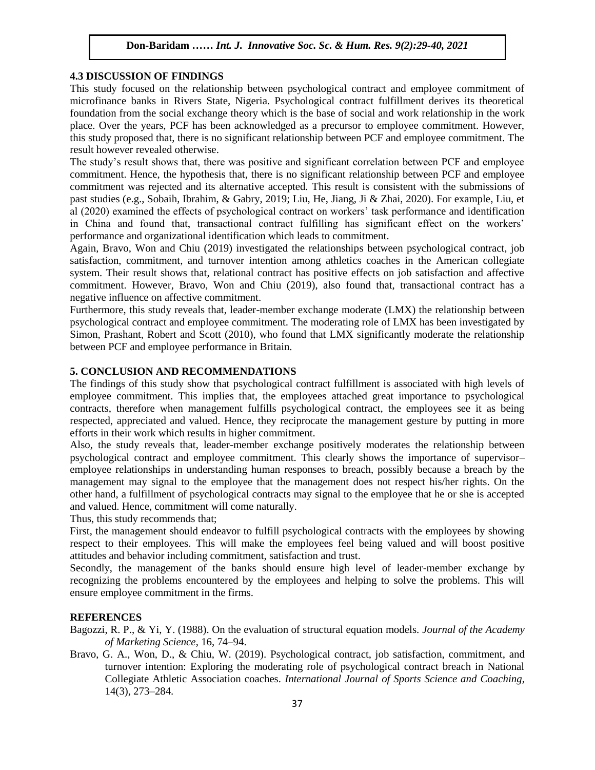## 4.3 DISCUSSION OF FINDINGS

This study focused on the relationship between psychological contract and employee commitment of microfinance banks in Rivers State, Nigeria. Psychological contract fulfillment derives its theoretical foundation from the social exchange theory which is the base of social and work relationship in the work place. Over the years, PCF has been acknowledged as a precursor to employee commitment. However, this study proposed that, there is no significant relationship between PCF and employee commitment. The result however revealed otherwise.

The study's result shows that, there was positive and significant correlation between PCF and employee commitment. Hence, the hypothesis that, there is no significant relationship between PCF and employee commitment was rejected and its alternative accepted. This result is consistent with the submissions of past studies (e.g., Sobaih, Ibrahim, & Gabry, 2019; Liu, He, Jiang, Ji & Zhai, 2020). For example, Liu, et al (2020) examined the effects of psychological contract on workers' task performance and identification in China and found that, transactional contract fulfilling has significant effect on the workers' performance and organizational identification which leads to commitment.

Again, Bravo, Won and Chiu (2019) investigated the relationships between psychological contract, job satisfaction, commitment, and turnover intention among athletics coaches in the American collegiate system. Their result shows that, relational contract has positive effects on job satisfaction and affective commitment. However, Bravo, Won and Chiu (2019), also found that, transactional contract has a negative influence on affective commitment.

Furthermore, this study reveals that, leader-member exchange moderate (LMX) the relationship between psychological contract and employee commitment. The moderating role of LMX has been investigated by Simon, Prashant, Robert and Scott (2010), who found that LMX significantly moderate the relationship between PCF and employee performance in Britain.

## 5. CONCLUSION AND RECOMMENDATIONS

The findings of this study show that psychological contract fulfillment is associated with high levels of employee commitment. This implies that, the employees attached great importance to psychological contracts, therefore when management fulfills psychological contract, the employees see it as being respected, appreciated and valued. Hence, they reciprocate the management gesture by putting in more efforts in their work which results in higher commitment.

Also, the study reveals that, leader-member exchange positively moderates the relationship between psychological contract and employee commitment. This clearly shows the importance of supervisor–employee relationships in understanding human responses to breach, possibly because a breach by the management may signal to the employee that the management does not respect his/her rights. On the other hand, a fulfillment of psychological contracts may signal to the employee that he or she is accepted and valued. Hence, commitment will come naturally.

Thus, this study recommends that;

First, the management should endeavor to fulfill psychological contracts with the employees by showing respect to their employees. This will make the employees feel being valued and will boost positive attitudes and behavior including commitment, satisfaction and trust.

Secondly, the management of the banks should ensure high level of leader-member exchange by recognizing the problems encountered by the employees and helping to solve the problems. This will ensure employee commitment in the firms.

## REFERENCES

Bagozzi, R. P., & Yi, Y. (1988). On the evaluation of structural equation models. *Journal of the Academy of Marketing Science*, 16, 74–94.

Bravo, G. A., Won, D., & Chiu, W. (2019). Psychological contract, job satisfaction, commitment, and turnover intention: Exploring the moderating role of psychological contract breach in National Collegiate Athletic Association coaches. *International Journal of Sports Science and Coaching*, 14(3), 273–284.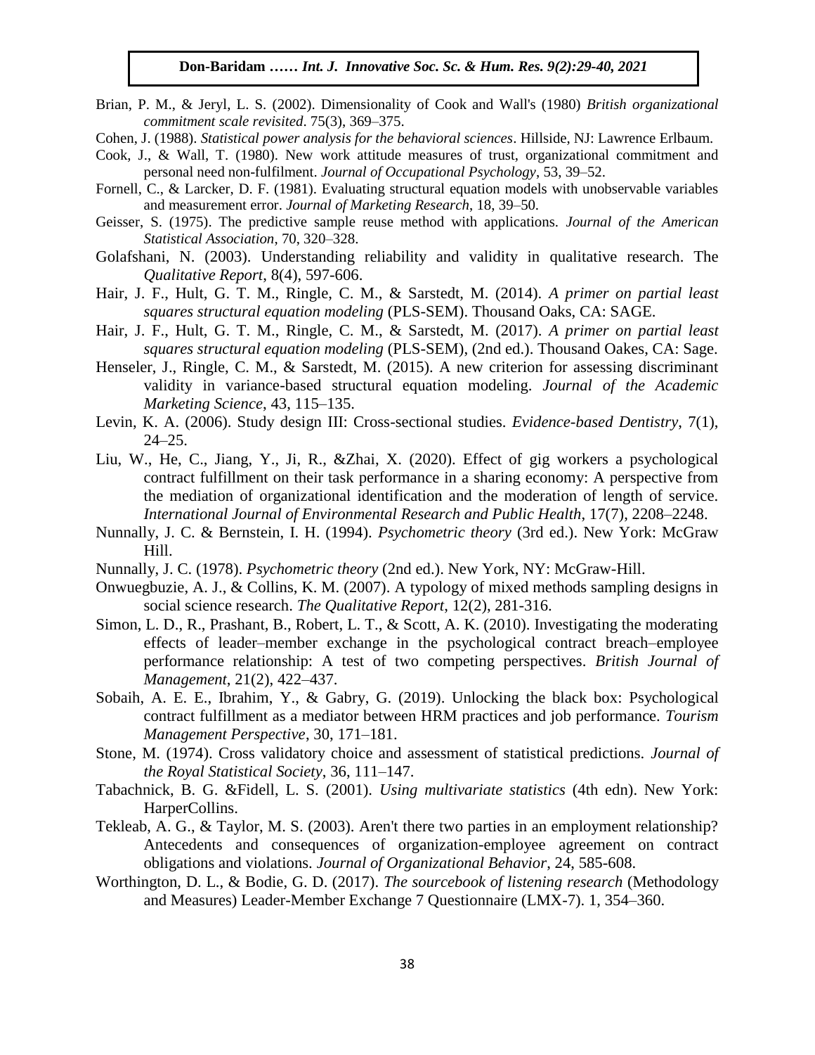Brian, P. M., & Jeryl, L. S. (2002). Dimensionality of Cook and Wall's (1980) *British organizational commitment scale revisited*. 75(3), 369–375.

Cohen, J. (1988). *Statistical power analysis for the behavioral sciences*. Hillside, NJ: Lawrence Erlbaum.

Cook, J., & Wall, T. (1980). New work attitude measures of trust, organizational commitment and personal need non-fulfilment. *Journal of Occupational Psychology*, 53, 39–52.

Fornell, C., & Larcker, D. F. (1981). Evaluating structural equation models with unobservable variables and measurement error. *Journal of Marketing Research*, 18, 39–50.

Geisser, S. (1975). The predictive sample reuse method with applications. *Journal of the American Statistical Association*, 70, 320–328.

Golafshani, N. (2003). Understanding reliability and validity in qualitative research. The *Qualitative Report*, 8(4), 597-606.

Hair, J. F., Hult, G. T. M., Ringle, C. M., & Sarstedt, M. (2014). *A primer on partial least squares structural equation modeling* (PLS-SEM). Thousand Oaks, CA: SAGE.

Hair, J. F., Hult, G. T. M., Ringle, C. M., & Sarstedt, M. (2017). *A primer on partial least squares structural equation modeling* (PLS-SEM), (2nd ed.). Thousand Oakes, CA: Sage.

Henseler, J., Ringle, C. M., & Sarstedt, M. (2015). A new criterion for assessing discriminant validity in variance-based structural equation modeling. *Journal of the Academic Marketing Science*, 43, 115–135.

Levin, K. A. (2006). Study design III: Cross-sectional studies. *Evidence-based Dentistry*, 7(1), 24–25.

Liu, W., He, C., Jiang, Y., Ji, R., &Zhai, X. (2020). Effect of gig workers a psychological contract fulfillment on their task performance in a sharing economy: A perspective from the mediation of organizational identification and the moderation of length of service. *International Journal of Environmental Research and Public Health*, 17(7), 2208–2248.

Nunnally, J. C. & Bernstein, I. H. (1994). *Psychometric theory* (3rd ed.). New York: McGraw Hill.

Nunnally, J. C. (1978). *Psychometric theory* (2nd ed.). New York, NY: McGraw-Hill.

Onwuegbuzie, A. J., & Collins, K. M. (2007). A typology of mixed methods sampling designs in social science research. *The Qualitative Report*, 12(2), 281-316.

Simon, L. D., R., Prashant, B., Robert, L. T., & Scott, A. K. (2010). Investigating the moderating effects of leader–member exchange in the psychological contract breach–employee performance relationship: A test of two competing perspectives. *British Journal of Management*, 21(2), 422–437.

Sobaih, A. E. E., Ibrahim, Y., & Gabry, G. (2019). Unlocking the black box: Psychological contract fulfillment as a mediator between HRM practices and job performance. *Tourism Management Perspective*, 30, 171–181.

Stone, M. (1974). Cross validatory choice and assessment of statistical predictions. *Journal of the Royal Statistical Society*, 36, 111–147.

Tabachnick, B. G. &Fidell, L. S. (2001). *Using multivariate statistics* (4th edn). New York: HarperCollins.

Tekleab, A. G., & Taylor, M. S. (2003). Aren't there two parties in an employment relationship? Antecedents and consequences of organization-employee agreement on contract obligations and violations. *Journal of Organizational Behavior*, 24, 585-608.

Worthington, D. L., & Bodie, G. D. (2017). *The sourcebook of listening research* (Methodology and Measures) Leader-Member Exchange 7 Questionnaire (LMX-7). 1, 354–360.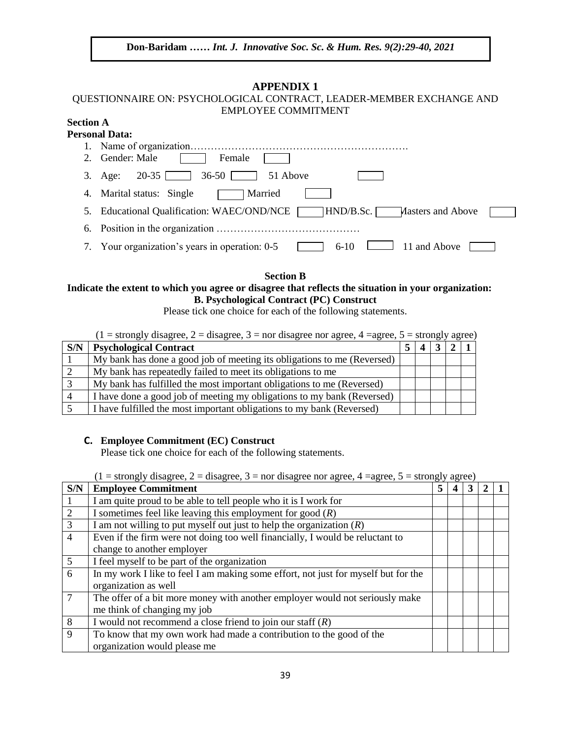## APPENDIX 1

QUESTIONNAIRE ON: PSYCHOLOGICAL CONTRACT, LEADER-MEMBER EXCHANGE AND EMPLOYEE COMMITMENT

**Section A**

**Personal Data:**

1. Name of organization……………………………………………………….
2. Gender: Male [ ] Female [ ]
3. Age: 20-35 [ ] 36-50 [ ] 51 Above [ ]
4. Marital status: Single [ ] Married [ ]
5. Educational Qualification: WAEC/OND/NCE [ ] HND/B.Sc. [ ] Masters and Above [ ]
6. Position in the organization ……………………………………
7. Your organization's years in operation: 0-5 [ ] 6-10 [ ] 11 and Above [ ]

**Section B**

**Indicate the extent to which you agree or disagree that reflects the situation in your organization:**

**B. Psychological Contract (PC) Construct**

Please tick one choice for each of the following statements.

(1 = strongly disagree, 2 = disagree, 3 = nor disagree nor agree, 4 =agree, 5 = strongly agree)

| S/N | Psychological Contract | 5 | 4 | 3 | 2 | 1 |
|---|---|---|---|---|---|---|
| 1 | My bank has done a good job of meeting its obligations to me (Reversed) | | | | | |
| 2 | My bank has repeatedly failed to meet its obligations to me | | | | | |
| 3 | My bank has fulfilled the most important obligations to me (Reversed) | | | | | |
| 4 | I have done a good job of meeting my obligations to my bank (Reversed) | | | | | |
| 5 | I have fulfilled the most important obligations to my bank (Reversed) | | | | | |

**C. Employee Commitment (EC) Construct**

Please tick one choice for each of the following statements.

(1 = strongly disagree, 2 = disagree, 3 = nor disagree nor agree, 4 =agree, 5 = strongly agree)

| S/N | Employee Commitment | 5 | 4 | 3 | 2 | 1 |
|---|---|---|---|---|---|---|
| 1 | I am quite proud to be able to tell people who it is I work for | | | | | |
| 2 | I sometimes feel like leaving this employment for good (*R*) | | | | | |
| 3 | I am not willing to put myself out just to help the organization (*R*) | | | | | |
| 4 | Even if the firm were not doing too well financially, I would be reluctant to change to another employer | | | | | |
| 5 | I feel myself to be part of the organization | | | | | |
| 6 | In my work I like to feel I am making some effort, not just for myself but for the organization as well | | | | | |
| 7 | The offer of a bit more money with another employer would not seriously make me think of changing my job | | | | | |
| 8 | I would not recommend a close friend to join our staff (*R*) | | | | | |
| 9 | To know that my own work had made a contribution to the good of the organization would please me | | | | | |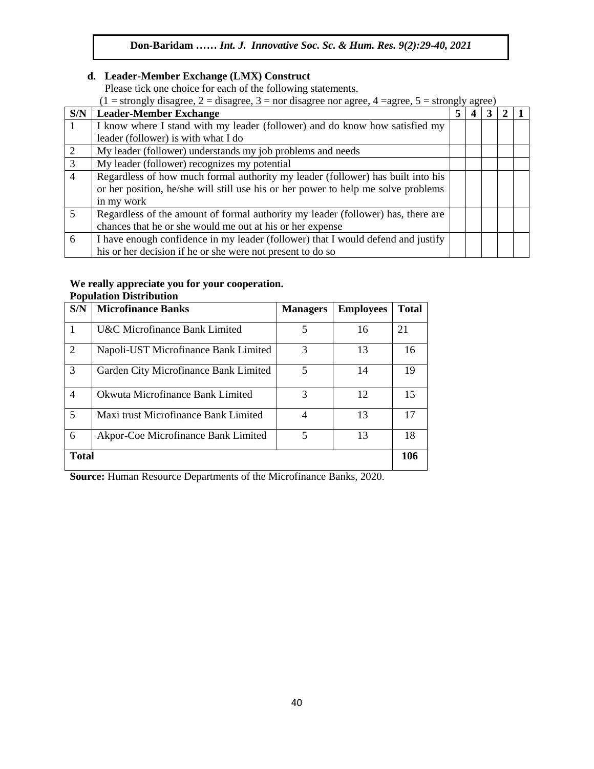**d. Leader-Member Exchange (LMX) Construct**

Please tick one choice for each of the following statements.

(1 = strongly disagree, 2 = disagree, 3 = nor disagree nor agree, 4 =agree, 5 = strongly agree)

| S/N | Leader-Member Exchange | 5 | 4 | 3 | 2 | 1 |
|---|---|---|---|---|---|---|
| 1 | I know where I stand with my leader (follower) and do know how satisfied my leader (follower) is with what I do | | | | | |
| 2 | My leader (follower) understands my job problems and needs | | | | | |
| 3 | My leader (follower) recognizes my potential | | | | | |
| 4 | Regardless of how much formal authority my leader (follower) has built into his or her position, he/she will still use his or her power to help me solve problems in my work | | | | | |
| 5 | Regardless of the amount of formal authority my leader (follower) has, there are chances that he or she would me out at his or her expense | | | | | |
| 6 | I have enough confidence in my leader (follower) that I would defend and justify his or her decision if he or she were not present to do so | | | | | |

**We really appreciate you for your cooperation.**

**Population Distribution**

| S/N | Microfinance Banks | Managers | Employees | Total |
|---|---|---|---|---|
| 1 | U&C Microfinance Bank Limited | 5 | 16 | 21 |
| 2 | Napoli-UST Microfinance Bank Limited | 3 | 13 | 16 |
| 3 | Garden City Microfinance Bank Limited | 5 | 14 | 19 |
| 4 | Okwuta Microfinance Bank Limited | 3 | 12 | 15 |
| 5 | Maxi trust Microfinance Bank Limited | 4 | 13 | 17 |
| 6 | Akpor-Coe Microfinance Bank Limited | 5 | 13 | 18 |
| **Total** | | | | **106** |

**Source:** Human Resource Departments of the Microfinance Banks, 2020.